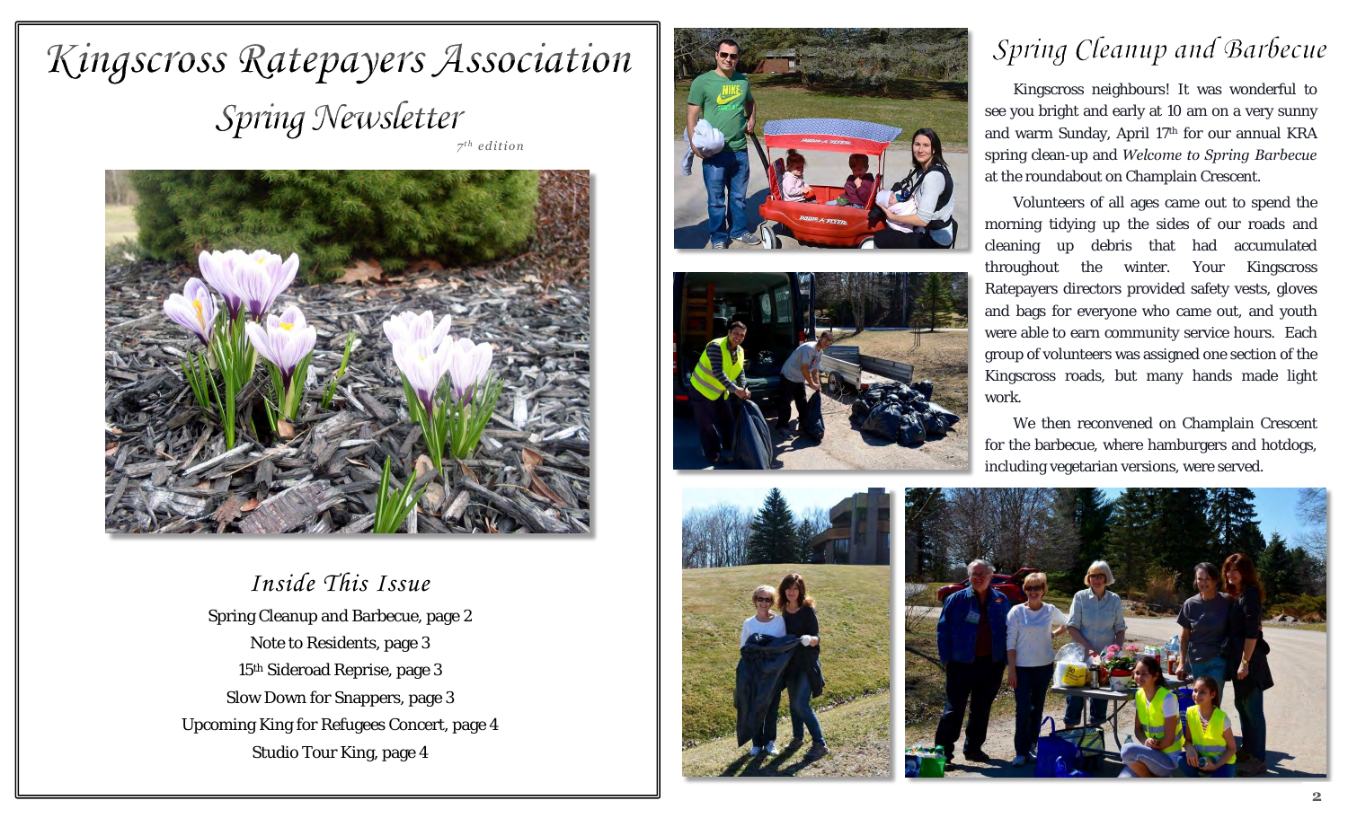# Kingscross Ratepayers Association

## Spring Newsletter

*7th edition*

### Inside This Issue

Spring Cleanup and Barbecue, page 2

Note to Residents, page 3

15th Sideroad Reprise, page 3

Slow Down for Snappers, page 3

Upcoming King for Refugees Concert, page 4

Studio Tour King, page 4

## Spring Cleanup and Barbecue

Kingscross neighbours! It was wonderful to see you bright and early at 10 am on a very sunny and warm Sunday, April 17th for our annual KRA spring clean-up and *Welcome to Spring Barbecue* at the roundabout on Champlain Crescent.

Volunteers of all ages came out to spend the morning tidying up the sides of our roads and cleaning up debris that had accumulated throughout the winter. Your Kingscross Ratepayers directors provided safety vests, gloves and bags for everyone who came out, and youth were able to earn community service hours. Each group of volunteers was assigned one section of the Kingscross roads, but many hands made light work.

We then reconvened on Champlain Crescent for the barbecue, where hamburgers and hotdogs, including vegetarian versions, were served.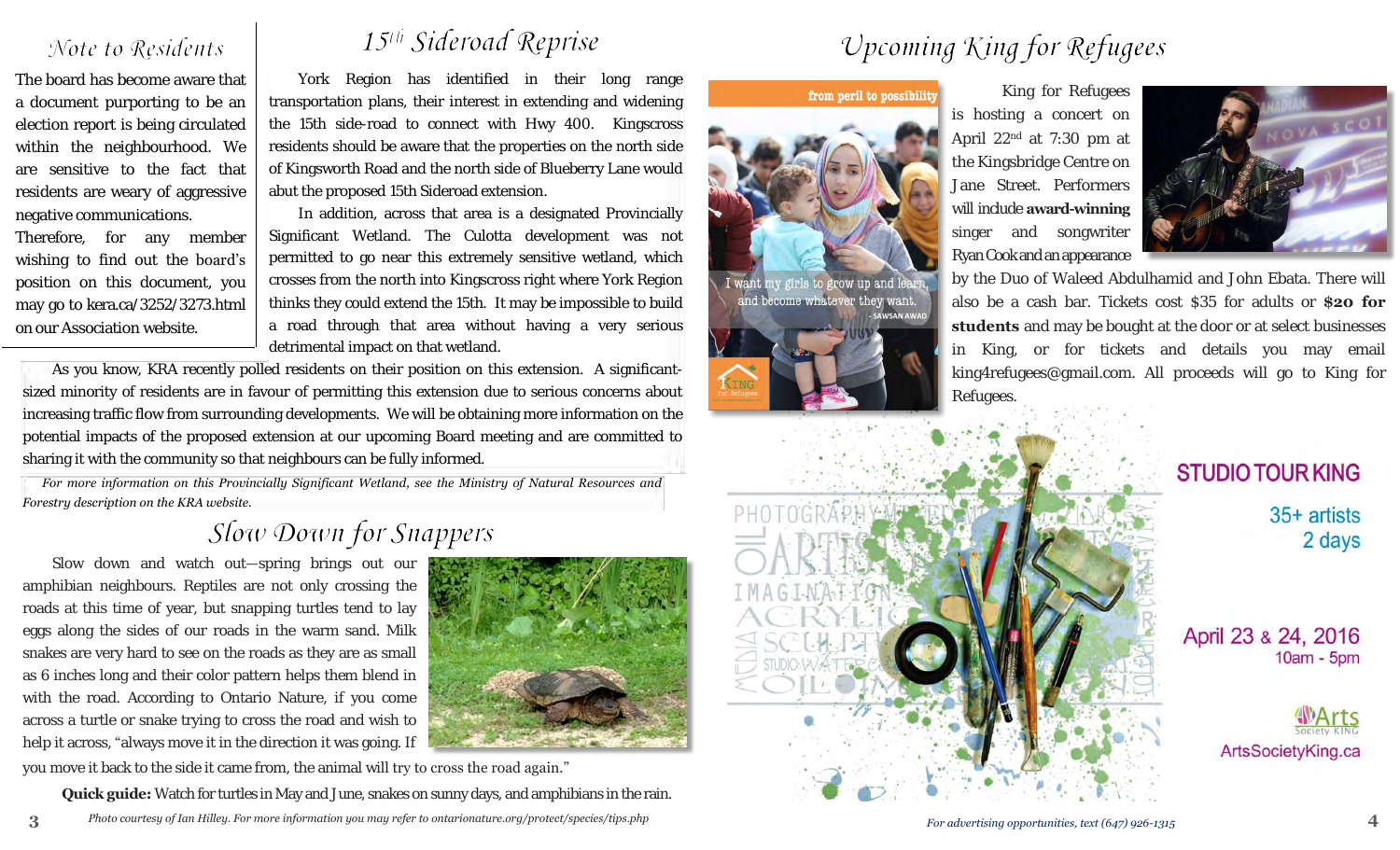## Note to Residents

The board has become aware that a document purporting to be an election report is being circulated within the neighbourhood. We are sensitive to the fact that residents are weary of aggressive negative communications.

Therefore, for any member wishing to find out the board's position on this document, you may go to kera.ca/3252/3273.html on our Association website.

## 15th Sideroad Reprise

York Region has identified in their long range transportation plans, their interest in extending and widening the 15th side-road to connect with Hwy 400. Kingscross residents should be aware that the properties on the north side of Kingsworth Road and the north side of Blueberry Lane would abut the proposed 15th Sideroad extension.

In addition, across that area is a designated Provincially Significant Wetland. The Culotta development was not permitted to go near this extremely sensitive wetland, which crosses from the north into Kingscross right where York Region thinks they could extend the 15th. It may be impossible to build a road through that area without having a very serious detrimental impact on that wetland.

As you know, KRA recently polled residents on their position on this extension. A significant-sized minority of residents are in favour of permitting this extension due to serious concerns about increasing traffic flow from surrounding developments. We will be obtaining more information on the potential impacts of the proposed extension at our upcoming Board meeting and are committed to sharing it with the community so that neighbours can be fully informed.

*For more information on this Provincially Significant Wetland, see the Ministry of Natural Resources and Forestry description on the KRA website.*

## Slow Down for Snappers

Slow down and watch out—spring brings out our amphibian neighbours. Reptiles are not only crossing the roads at this time of year, but snapping turtles tend to lay eggs along the sides of our roads in the warm sand. Milk snakes are very hard to see on the roads as they are as small as 6 inches long and their color pattern helps them blend in with the road. According to Ontario Nature, if you come across a turtle or snake trying to cross the road and wish to help it across, "always move it in the direction it was going. If you move it back to the side it came from, the animal will try to cross the road again."

**Quick guide:** Watch for turtles in May and June, snakes on sunny days, and amphibians in the rain.

*Photo courtesy of Ian Hilley. For more information you may refer to ontarionature.org/protect/species/tips.php*

## Upcoming King for Refugees

from peril to possibility

I want my girls to grow up and learn, and become whatever they want.
- SAWSAN AWAD

King for Refugees

King for Refugees is hosting a concert on April 22nd at 7:30 pm at the Kingsbridge Centre on Jane Street. Performers will include **award-winning** singer and songwriter Ryan Cook and an appearance by the Duo of Waleed Abdulhamid and John Ebata. There will also be a cash bar. Tickets cost $35 for adults or **$20 for students** and may be bought at the door or at select businesses in King, or for tickets and details you may email king4refugees@gmail.com. All proceeds will go to King for Refugees.

STUDIO TOUR KING

35+ artists
2 days

April 23 & 24, 2016
10am - 5pm

Arts Society KING
ArtsSocietyKing.ca

*For advertising opportunities, text (647) 926-1315*